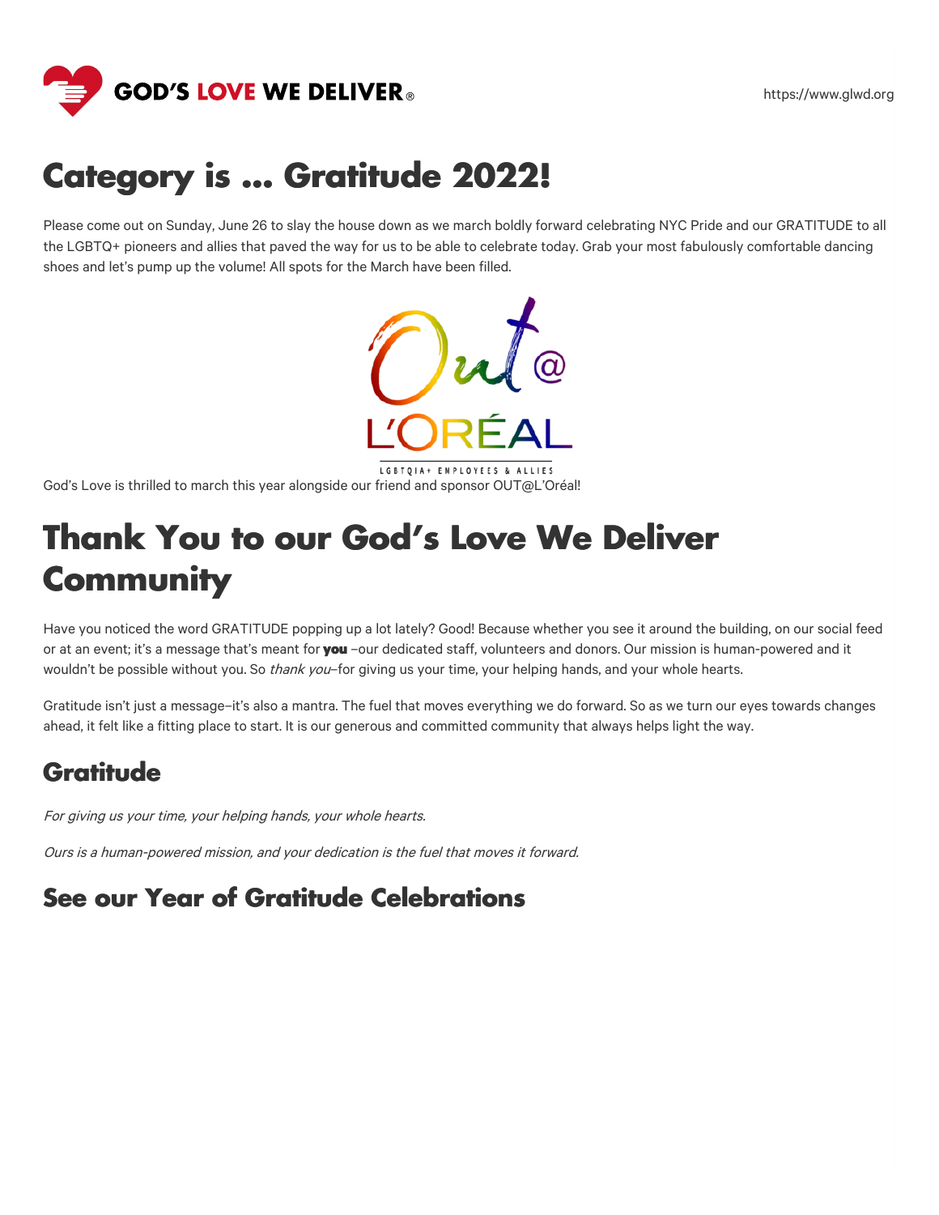# Category is … Gratitude 2022!

Please come out on Sunday, June 26 to slay the house down as we march boldly forward celebrating NYC Pride and our GRATITUDE to all the LGBTQ+ pioneers and allies that paved the way for us to be able to celebrate today. Grab your most fabulously comfortable dancing shoes and let's pump up the volume! All spots for the March have been filled.

God's Love is thrilled to march this year alongside our friend and sponsor OUT@L'Oréal!

# Thank You to our God's Love We Deliver Community

Have you noticed the word GRATITUDE popping up a lot lately? Good! Because whether you see it around the building, on our social feed or at an event; it's a message that's meant for **you** –our dedicated staff, volunteers and donors. Our mission is human-powered and it wouldn't be possible without you. So *thank you*–for giving us your time, your helping hands, and your whole hearts.

Gratitude isn't just a message–it's also a mantra. The fuel that moves everything we do forward. So as we turn our eyes towards changes ahead, it felt like a fitting place to start. It is our generous and committed community that always helps light the way.

## Gratitude

*For giving us your time, your helping hands, your whole hearts.*

*Ours is a human-powered mission, and your dedication is the fuel that moves it forward.*

## See our Year of Gratitude Celebrations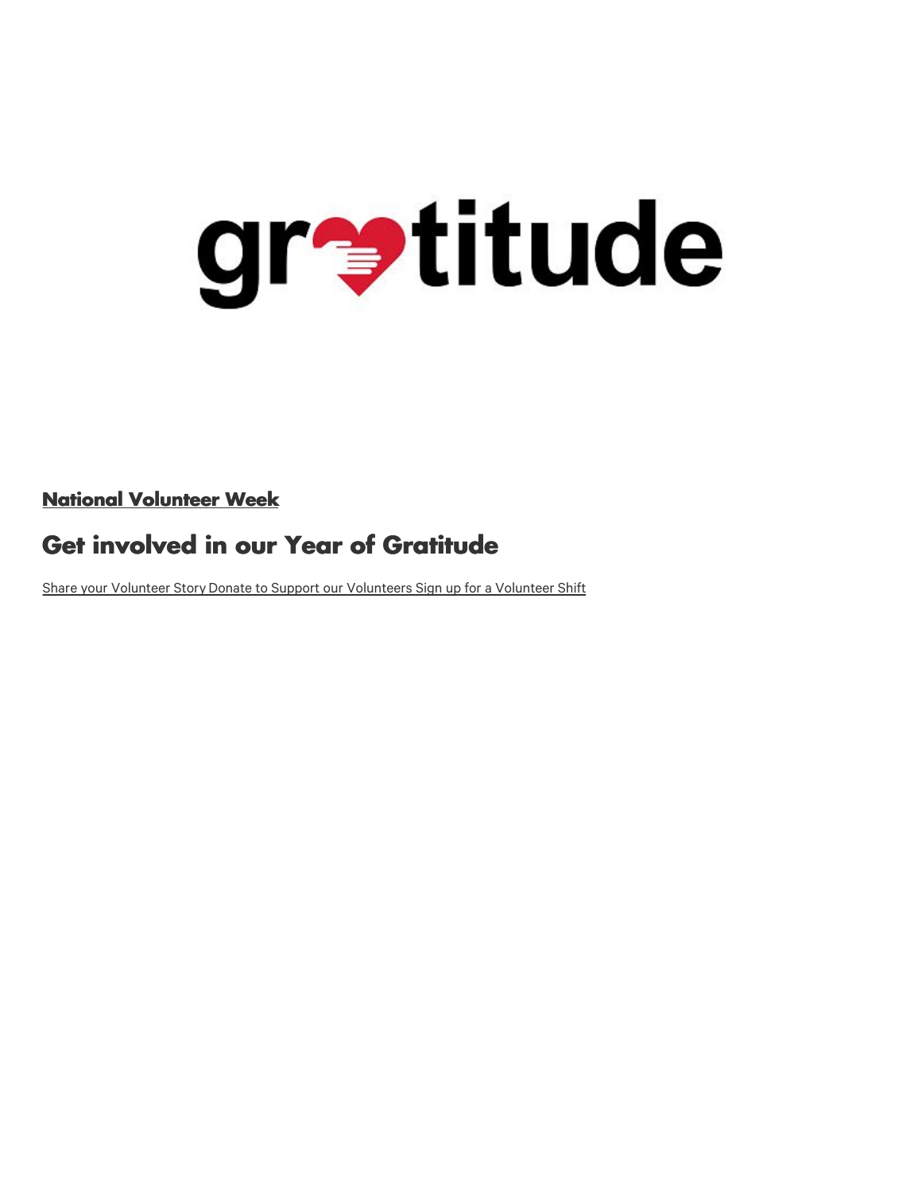gratitude

## National Volunteer Week

# Get involved in our Year of Gratitude

Share your Volunteer Story Donate to Support our Volunteers Sign up for a Volunteer Shift